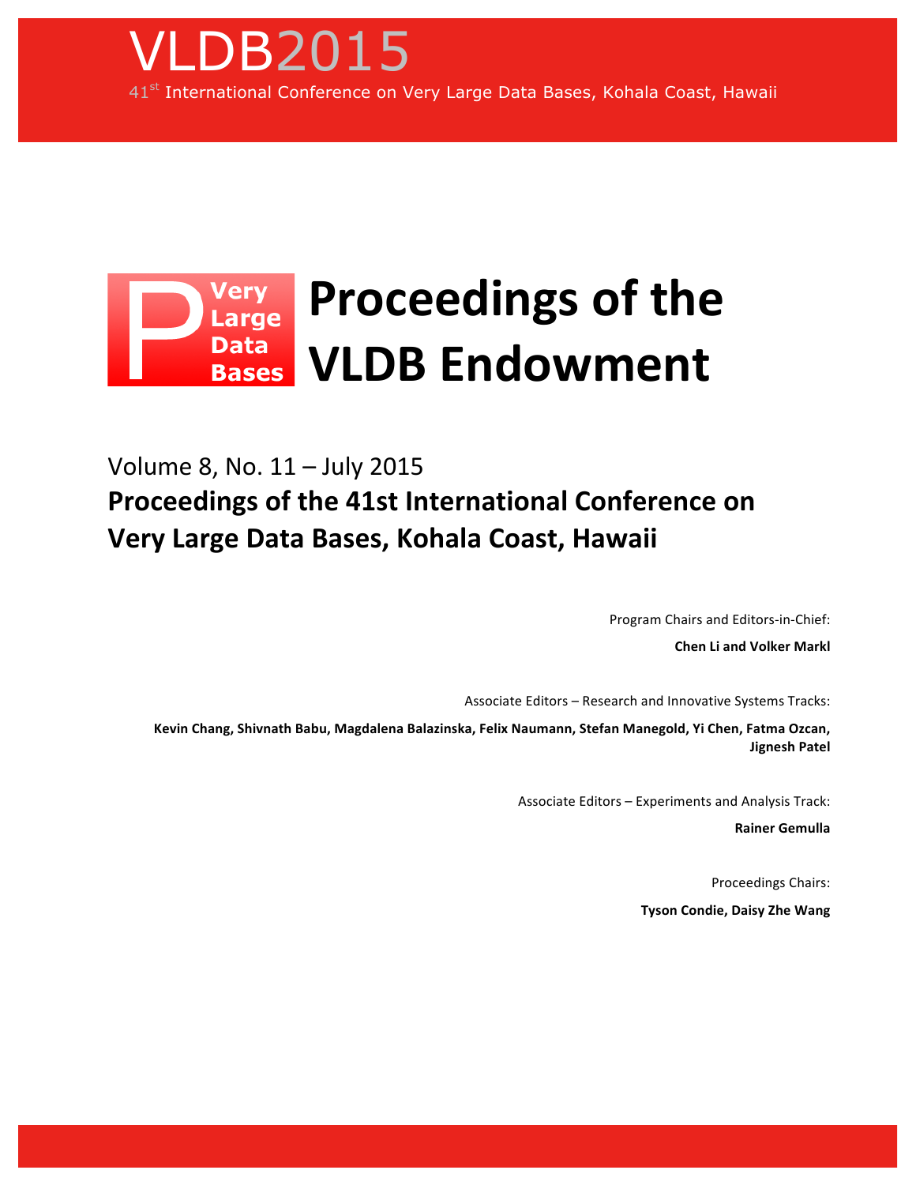# VLDB2015

41st International Conference on Very Large Data Bases, Kohala Coast, Hawaii

# Proceedings of the VLDB Endowment

Very Large Data Bases

## Volume 8, No. 11 – July 2015

## Proceedings of the 41st International Conference on Very Large Data Bases, Kohala Coast, Hawaii

Program Chairs and Editors-in-Chief:

**Chen Li and Volker Markl**

Associate Editors – Research and Innovative Systems Tracks:

**Kevin Chang, Shivnath Babu, Magdalena Balazinska, Felix Naumann, Stefan Manegold, Yi Chen, Fatma Ozcan, Jignesh Patel**

Associate Editors – Experiments and Analysis Track:

**Rainer Gemulla**

Proceedings Chairs:

**Tyson Condie, Daisy Zhe Wang**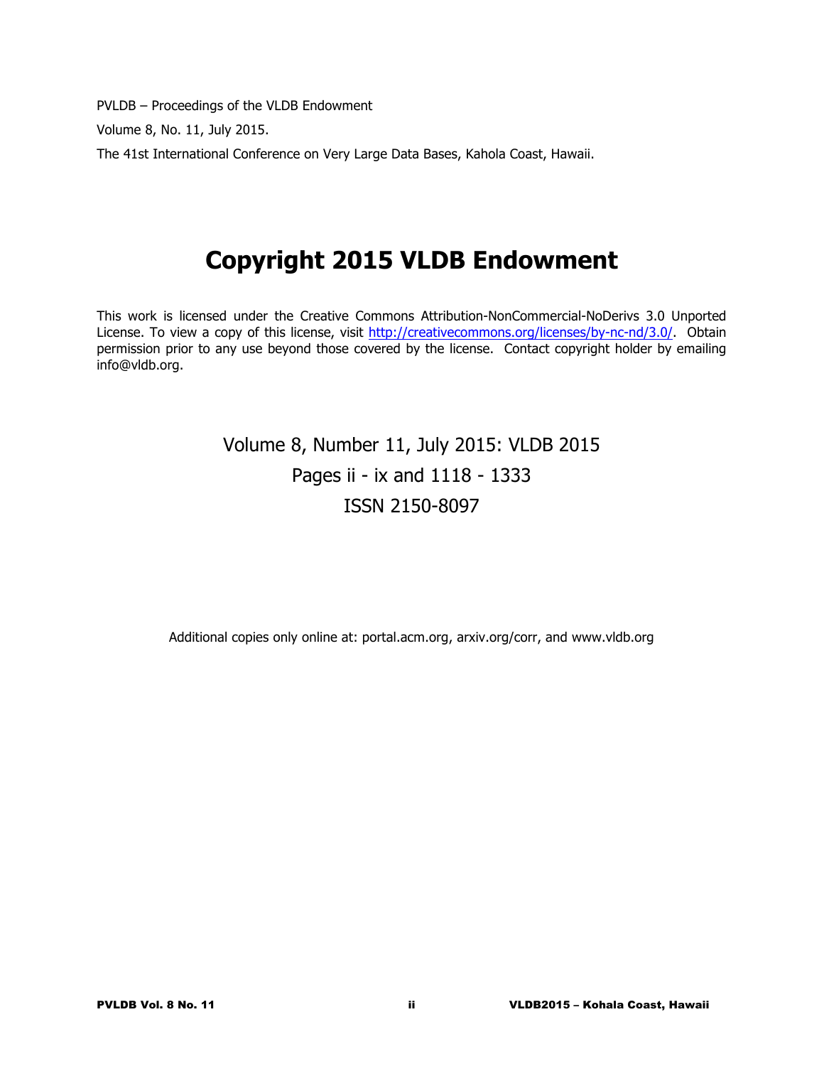PVLDB – Proceedings of the VLDB Endowment

Volume 8, No. 11, July 2015.

The 41st International Conference on Very Large Data Bases, Kahola Coast, Hawaii.

# Copyright 2015 VLDB Endowment

This work is licensed under the Creative Commons Attribution-NonCommercial-NoDerivs 3.0 Unported License. To view a copy of this license, visit http://creativecommons.org/licenses/by-nc-nd/3.0/. Obtain permission prior to any use beyond those covered by the license. Contact copyright holder by emailing info@vldb.org.

Volume 8, Number 11, July 2015: VLDB 2015

Pages ii - ix and 1118 - 1333

ISSN 2150-8097

Additional copies only online at: portal.acm.org, arxiv.org/corr, and www.vldb.org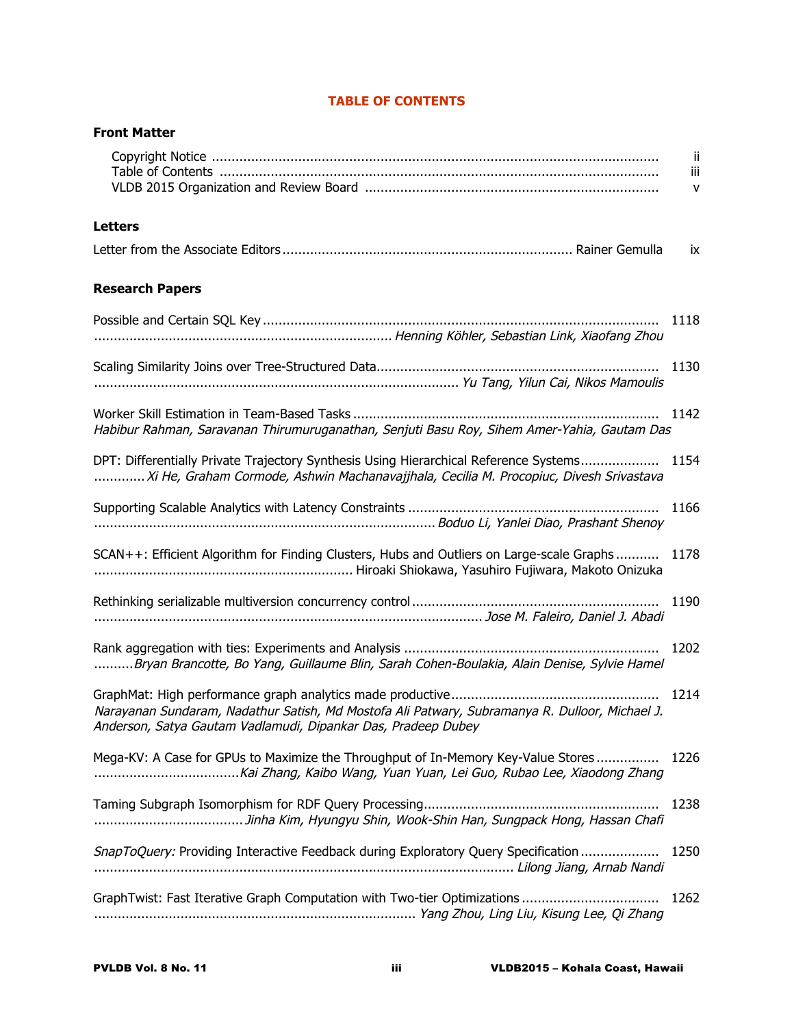# TABLE OF CONTENTS

## Front Matter

Copyright Notice ............................................................ ii
Table of Contents ............................................................ iii
VLDB 2015 Organization and Review Board ............................................................ v

## Letters

Letter from the Associate Editors ............................................................ Rainer Gemulla ix

## Research Papers

Possible and Certain SQL Key ............................................................ 1118
............................................................ *Henning Köhler, Sebastian Link, Xiaofang Zhou*

Scaling Similarity Joins over Tree-Structured Data............................................................ 1130
............................................................ *Yu Tang, Yilun Cai, Nikos Mamoulis*

Worker Skill Estimation in Team-Based Tasks ............................................................ 1142
*Habibur Rahman, Saravanan Thirumuruganathan, Senjuti Basu Roy, Sihem Amer-Yahia, Gautam Das*

DPT: Differentially Private Trajectory Synthesis Using Hierarchical Reference Systems.................... 1154
............. *Xi He, Graham Cormode, Ashwin Machanavajjhala, Cecilia M. Procopiuc, Divesh Srivastava*

Supporting Scalable Analytics with Latency Constraints ............................................................ 1166
............................................................ *Boduo Li, Yanlei Diao, Prashant Shenoy*

SCAN++: Efficient Algorithm for Finding Clusters, Hubs and Outliers on Large-scale Graphs ........... 1178
............................................................ Hiroaki Shiokawa, Yasuhiro Fujiwara, Makoto Onizuka

Rethinking serializable multiversion concurrency control ............................................................ 1190
............................................................ *Jose M. Faleiro, Daniel J. Abadi*

Rank aggregation with ties: Experiments and Analysis ............................................................ 1202
.......... *Bryan Brancotte, Bo Yang, Guillaume Blin, Sarah Cohen-Boulakia, Alain Denise, Sylvie Hamel*

GraphMat: High performance graph analytics made productive............................................................ 1214
*Narayanan Sundaram, Nadathur Satish, Md Mostofa Ali Patwary, Subramanya R. Dulloor, Michael J. Anderson, Satya Gautam Vadlamudi, Dipankar Das, Pradeep Dubey*

Mega-KV: A Case for GPUs to Maximize the Throughput of In-Memory Key-Value Stores ................ 1226
.....................................*Kai Zhang, Kaibo Wang, Yuan Yuan, Lei Guo, Rubao Lee, Xiaodong Zhang*

Taming Subgraph Isomorphism for RDF Query Processing............................................................ 1238
...................................... *Jinha Kim, Hyungyu Shin, Wook-Shin Han, Sungpack Hong, Hassan Chafi*

*SnapToQuery:* Providing Interactive Feedback during Exploratory Query Specification .................... 1250
............................................................ *Lilong Jiang, Arnab Nandi*

GraphTwist: Fast Iterative Graph Computation with Two-tier Optimizations .................................. 1262
............................................................ *Yang Zhou, Ling Liu, Kisung Lee, Qi Zhang*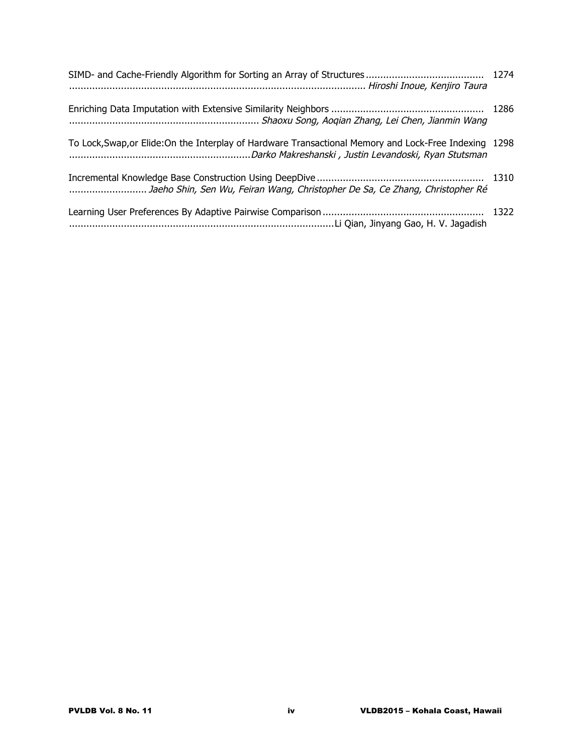SIMD- and Cache-Friendly Algorithm for Sorting an Array of Structures ........................................ 1274
.................................................................................................... *Hiroshi Inoue, Kenjiro Taura*

Enriching Data Imputation with Extensive Similarity Neighbors .................................................... 1286
................................................................. *Shaoxu Song, Aoqian Zhang, Lei Chen, Jianmin Wang*

To Lock,Swap,or Elide:On the Interplay of Hardware Transactional Memory and Lock-Free Indexing 1298
..............................................................*Darko Makreshanski , Justin Levandoski, Ryan Stutsman*

Incremental Knowledge Base Construction Using DeepDive ......................................................... 1310
.......................... *Jaeho Shin, Sen Wu, Feiran Wang, Christopher De Sa, Ce Zhang, Christopher Ré*

Learning User Preferences By Adaptive Pairwise Comparison ....................................................... 1322
..........................................................................................Li Qian, Jinyang Gao, H. V. Jagadish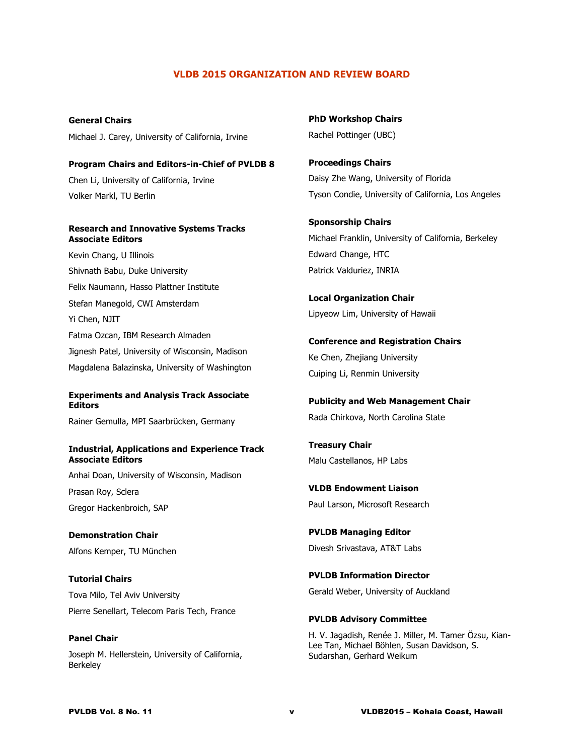# VLDB 2015 ORGANIZATION AND REVIEW BOARD

**General Chairs**

Michael J. Carey, University of California, Irvine

**Program Chairs and Editors-in-Chief of PVLDB 8**

Chen Li, University of California, Irvine

Volker Markl, TU Berlin

**Research and Innovative Systems Tracks Associate Editors**

Kevin Chang, U Illinois

Shivnath Babu, Duke University

Felix Naumann, Hasso Plattner Institute

Stefan Manegold, CWI Amsterdam

Yi Chen, NJIT

Fatma Ozcan, IBM Research Almaden

Jignesh Patel, University of Wisconsin, Madison

Magdalena Balazinska, University of Washington

**Experiments and Analysis Track Associate Editors**

Rainer Gemulla, MPI Saarbrücken, Germany

**Industrial, Applications and Experience Track Associate Editors**

Anhai Doan, University of Wisconsin, Madison

Prasan Roy, Sclera

Gregor Hackenbroich, SAP

**Demonstration Chair**

Alfons Kemper, TU München

**Tutorial Chairs**

Tova Milo, Tel Aviv University

Pierre Senellart, Telecom Paris Tech, France

**Panel Chair**

Joseph M. Hellerstein, University of California, Berkeley

**PhD Workshop Chairs**

Rachel Pottinger (UBC)

**Proceedings Chairs**

Daisy Zhe Wang, University of Florida

Tyson Condie, University of California, Los Angeles

**Sponsorship Chairs**

Michael Franklin, University of California, Berkeley

Edward Change, HTC

Patrick Valduriez, INRIA

**Local Organization Chair**

Lipyeow Lim, University of Hawaii

**Conference and Registration Chairs**

Ke Chen, Zhejiang University

Cuiping Li, Renmin University

**Publicity and Web Management Chair**

Rada Chirkova, North Carolina State

**Treasury Chair**

Malu Castellanos, HP Labs

**VLDB Endowment Liaison**

Paul Larson, Microsoft Research

**PVLDB Managing Editor**

Divesh Srivastava, AT&T Labs

**PVLDB Information Director**

Gerald Weber, University of Auckland

**PVLDB Advisory Committee**

H. V. Jagadish, Renée J. Miller, M. Tamer Özsu, Kian-Lee Tan, Michael Böhlen, Susan Davidson, S. Sudarshan, Gerhard Weikum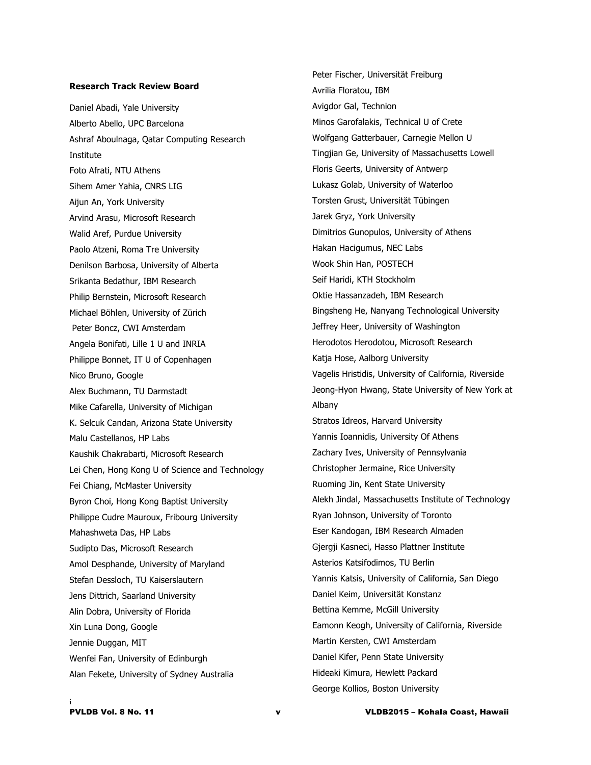**Research Track Review Board**

Daniel Abadi, Yale University
Alberto Abello, UPC Barcelona
Ashraf Aboulnaga, Qatar Computing Research Institute
Foto Afrati, NTU Athens
Sihem Amer Yahia, CNRS LIG
Aijun An, York University
Arvind Arasu, Microsoft Research
Walid Aref, Purdue University
Paolo Atzeni, Roma Tre University
Denilson Barbosa, University of Alberta
Srikanta Bedathur, IBM Research
Philip Bernstein, Microsoft Research
Michael Böhlen, University of Zürich
Peter Boncz, CWI Amsterdam
Angela Bonifati, Lille 1 U and INRIA
Philippe Bonnet, IT U of Copenhagen
Nico Bruno, Google
Alex Buchmann, TU Darmstadt
Mike Cafarella, University of Michigan
K. Selcuk Candan, Arizona State University
Malu Castellanos, HP Labs
Kaushik Chakrabarti, Microsoft Research
Lei Chen, Hong Kong U of Science and Technology
Fei Chiang, McMaster University
Byron Choi, Hong Kong Baptist University
Philippe Cudre Mauroux, Fribourg University
Mahashweta Das, HP Labs
Sudipto Das, Microsoft Research
Amol Desphande, University of Maryland
Stefan Dessloch, TU Kaiserslautern
Jens Dittrich, Saarland University
Alin Dobra, University of Florida
Xin Luna Dong, Google
Jennie Duggan, MIT
Wenfei Fan, University of Edinburgh
Alan Fekete, University of Sydney Australia
Peter Fischer, Universität Freiburg
Avrilia Floratou, IBM
Avigdor Gal, Technion
Minos Garofalakis, Technical U of Crete
Wolfgang Gatterbauer, Carnegie Mellon U
Tingjian Ge, University of Massachusetts Lowell
Floris Geerts, University of Antwerp
Lukasz Golab, University of Waterloo
Torsten Grust, Universität Tübingen
Jarek Gryz, York University
Dimitrios Gunopulos, University of Athens
Hakan Hacigumus, NEC Labs
Wook Shin Han, POSTECH
Seif Haridi, KTH Stockholm
Oktie Hassanzadeh, IBM Research
Bingsheng He, Nanyang Technological University
Jeffrey Heer, University of Washington
Herodotos Herodotou, Microsoft Research
Katja Hose, Aalborg University
Vagelis Hristidis, University of California, Riverside
Jeong-Hyon Hwang, State University of New York at Albany
Stratos Idreos, Harvard University
Yannis Ioannidis, University Of Athens
Zachary Ives, University of Pennsylvania
Christopher Jermaine, Rice University
Ruoming Jin, Kent State University
Alekh Jindal, Massachusetts Institute of Technology
Ryan Johnson, University of Toronto
Eser Kandogan, IBM Research Almaden
Gjergji Kasneci, Hasso Plattner Institute
Asterios Katsifodimos, TU Berlin
Yannis Katsis, University of California, San Diego
Daniel Keim, Universität Konstanz
Bettina Kemme, McGill University
Eamonn Keogh, University of California, Riverside
Martin Kersten, CWI Amsterdam
Daniel Kifer, Penn State University
Hideaki Kimura, Hewlett Packard
George Kollios, Boston University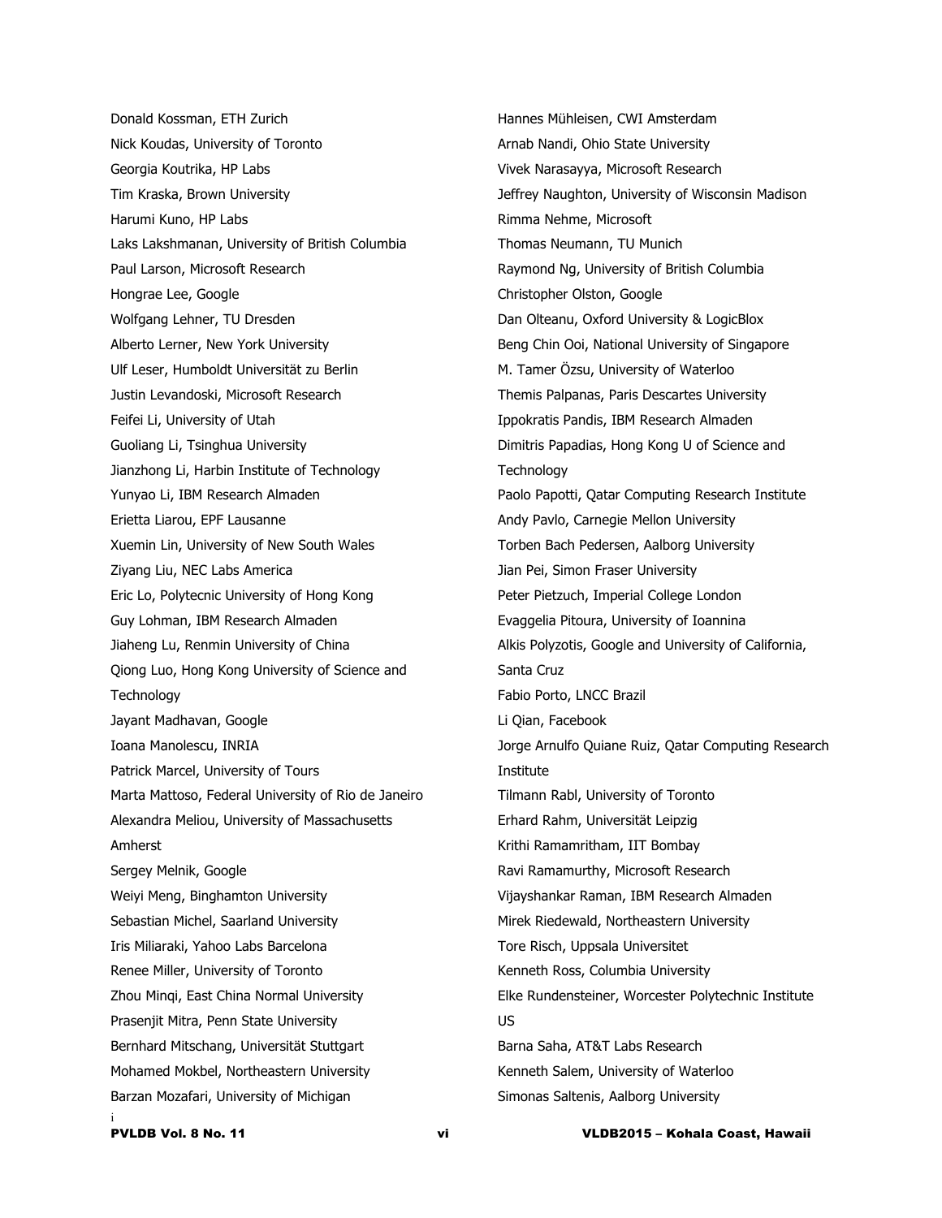Donald Kossman, ETH Zurich

Nick Koudas, University of Toronto

Georgia Koutrika, HP Labs

Tim Kraska, Brown University

Harumi Kuno, HP Labs

Laks Lakshmanan, University of British Columbia

Paul Larson, Microsoft Research

Hongrae Lee, Google

Wolfgang Lehner, TU Dresden

Alberto Lerner, New York University

Ulf Leser, Humboldt Universität zu Berlin

Justin Levandoski, Microsoft Research

Feifei Li, University of Utah

Guoliang Li, Tsinghua University

Jianzhong Li, Harbin Institute of Technology

Yunyao Li, IBM Research Almaden

Erietta Liarou, EPF Lausanne

Xuemin Lin, University of New South Wales

Ziyang Liu, NEC Labs America

Eric Lo, Polytecnic University of Hong Kong

Guy Lohman, IBM Research Almaden

Jiaheng Lu, Renmin University of China

Qiong Luo, Hong Kong University of Science and Technology

Jayant Madhavan, Google

Ioana Manolescu, INRIA

Patrick Marcel, University of Tours

Marta Mattoso, Federal University of Rio de Janeiro

Alexandra Meliou, University of Massachusetts Amherst

Sergey Melnik, Google

Weiyi Meng, Binghamton University

Sebastian Michel, Saarland University

Iris Miliaraki, Yahoo Labs Barcelona

Renee Miller, University of Toronto

Zhou Minqi, East China Normal University

Prasenjit Mitra, Penn State University

Bernhard Mitschang, Universität Stuttgart

Mohamed Mokbel, Northeastern University

Barzan Mozafari, University of Michigan

Hannes Mühleisen, CWI Amsterdam

Arnab Nandi, Ohio State University

Vivek Narasayya, Microsoft Research

Jeffrey Naughton, University of Wisconsin Madison

Rimma Nehme, Microsoft

Thomas Neumann, TU Munich

Raymond Ng, University of British Columbia

Christopher Olston, Google

Dan Olteanu, Oxford University & LogicBlox

Beng Chin Ooi, National University of Singapore

M. Tamer Özsu, University of Waterloo

Themis Palpanas, Paris Descartes University

Ippokratis Pandis, IBM Research Almaden

Dimitris Papadias, Hong Kong U of Science and Technology

Paolo Papotti, Qatar Computing Research Institute

Andy Pavlo, Carnegie Mellon University

Torben Bach Pedersen, Aalborg University

Jian Pei, Simon Fraser University

Peter Pietzuch, Imperial College London

Evaggelia Pitoura, University of Ioannina

Alkis Polyzotis, Google and University of California, Santa Cruz

Fabio Porto, LNCC Brazil

Li Qian, Facebook

Jorge Arnulfo Quiane Ruiz, Qatar Computing Research Institute

Tilmann Rabl, University of Toronto

Erhard Rahm, Universität Leipzig

Krithi Ramamritham, IIT Bombay

Ravi Ramamurthy, Microsoft Research

Vijayshankar Raman, IBM Research Almaden

Mirek Riedewald, Northeastern University

Tore Risch, Uppsala Universitet

Kenneth Ross, Columbia University

Elke Rundensteiner, Worcester Polytechnic Institute US

Barna Saha, AT&T Labs Research

Kenneth Salem, University of Waterloo

Simonas Saltenis, Aalborg University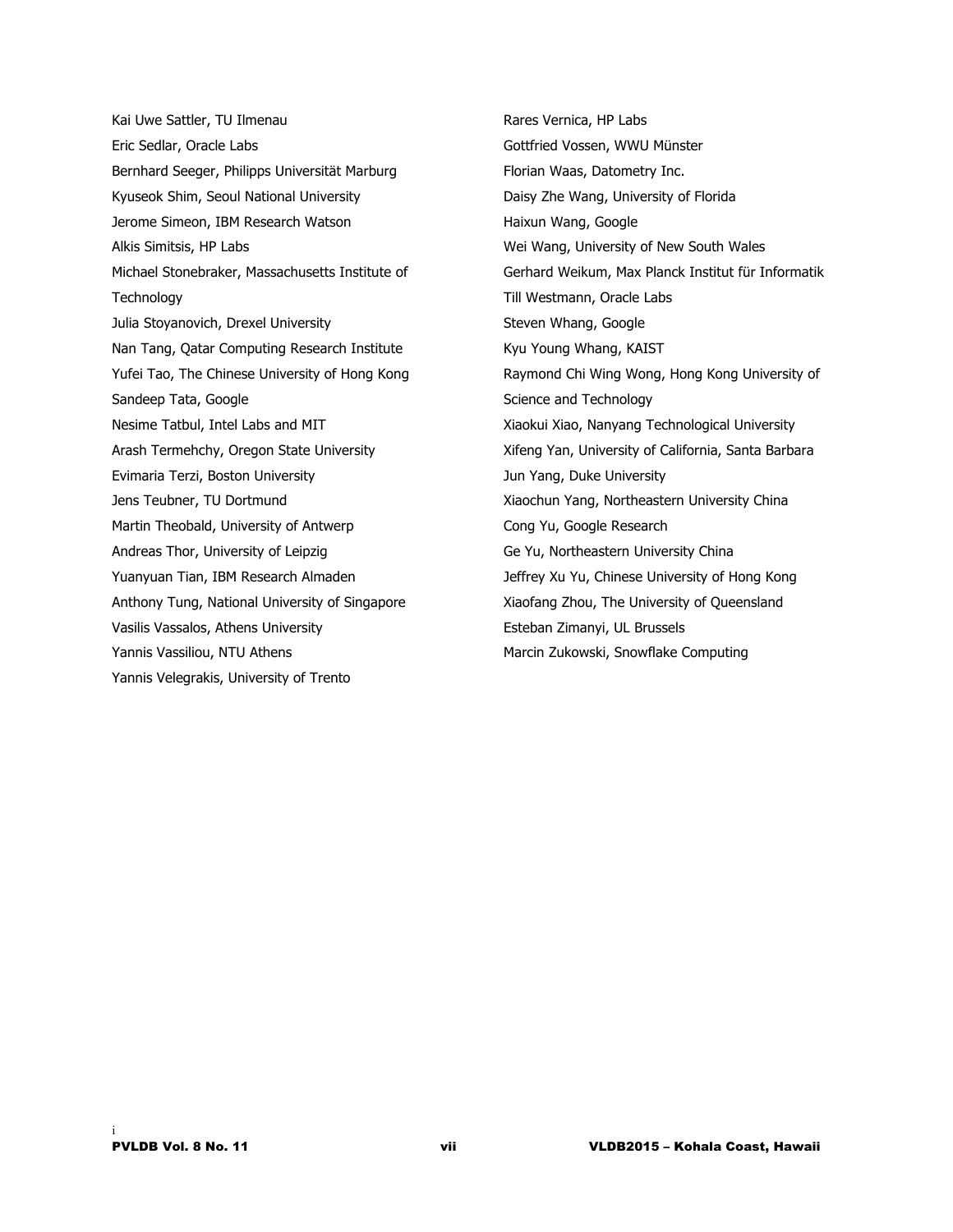Kai Uwe Sattler, TU Ilmenau
Eric Sedlar, Oracle Labs
Bernhard Seeger, Philipps Universität Marburg
Kyuseok Shim, Seoul National University
Jerome Simeon, IBM Research Watson
Alkis Simitsis, HP Labs
Michael Stonebraker, Massachusetts Institute of Technology
Julia Stoyanovich, Drexel University
Nan Tang, Qatar Computing Research Institute
Yufei Tao, The Chinese University of Hong Kong
Sandeep Tata, Google
Nesime Tatbul, Intel Labs and MIT
Arash Termehchy, Oregon State University
Evimaria Terzi, Boston University
Jens Teubner, TU Dortmund
Martin Theobald, University of Antwerp
Andreas Thor, University of Leipzig
Yuanyuan Tian, IBM Research Almaden
Anthony Tung, National University of Singapore
Vasilis Vassalos, Athens University
Yannis Vassiliou, NTU Athens
Yannis Velegrakis, University of Trento
Rares Vernica, HP Labs
Gottfried Vossen, WWU Münster
Florian Waas, Datometry Inc.
Daisy Zhe Wang, University of Florida
Haixun Wang, Google
Wei Wang, University of New South Wales
Gerhard Weikum, Max Planck Institut für Informatik
Till Westmann, Oracle Labs
Steven Whang, Google
Kyu Young Whang, KAIST
Raymond Chi Wing Wong, Hong Kong University of Science and Technology
Xiaokui Xiao, Nanyang Technological University
Xifeng Yan, University of California, Santa Barbara
Jun Yang, Duke University
Xiaochun Yang, Northeastern University China
Cong Yu, Google Research
Ge Yu, Northeastern University China
Jeffrey Xu Yu, Chinese University of Hong Kong
Xiaofang Zhou, The University of Queensland
Esteban Zimanyi, UL Brussels
Marcin Zukowski, Snowflake Computing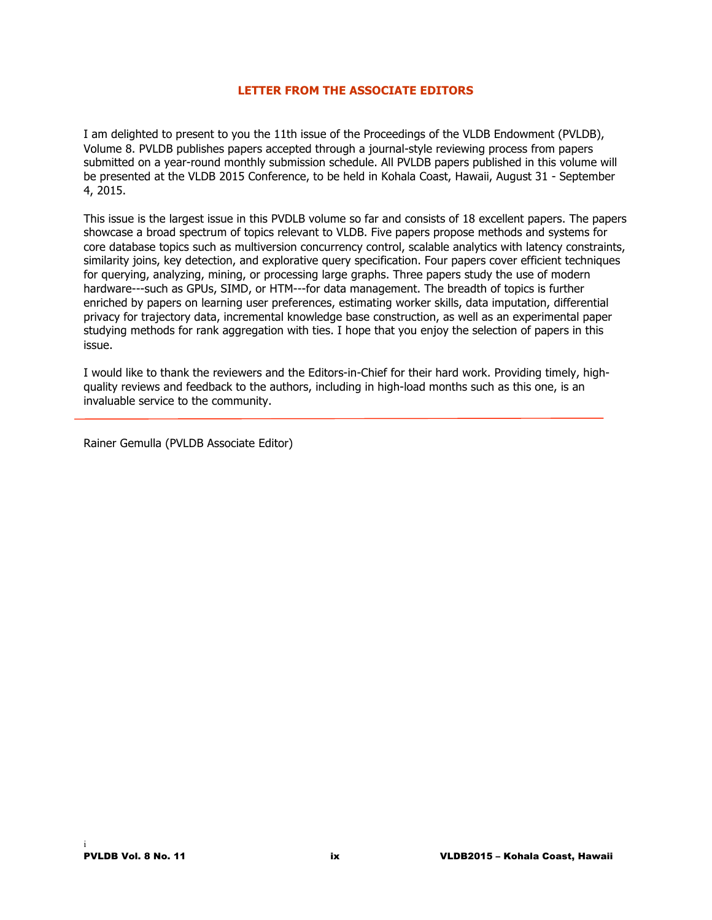## LETTER FROM THE ASSOCIATE EDITORS

I am delighted to present to you the 11th issue of the Proceedings of the VLDB Endowment (PVLDB), Volume 8. PVLDB publishes papers accepted through a journal-style reviewing process from papers submitted on a year-round monthly submission schedule. All PVLDB papers published in this volume will be presented at the VLDB 2015 Conference, to be held in Kohala Coast, Hawaii, August 31 - September 4, 2015.

This issue is the largest issue in this PVDLB volume so far and consists of 18 excellent papers. The papers showcase a broad spectrum of topics relevant to VLDB. Five papers propose methods and systems for core database topics such as multiversion concurrency control, scalable analytics with latency constraints, similarity joins, key detection, and explorative query specification. Four papers cover efficient techniques for querying, analyzing, mining, or processing large graphs. Three papers study the use of modern hardware---such as GPUs, SIMD, or HTM---for data management. The breadth of topics is further enriched by papers on learning user preferences, estimating worker skills, data imputation, differential privacy for trajectory data, incremental knowledge base construction, as well as an experimental paper studying methods for rank aggregation with ties. I hope that you enjoy the selection of papers in this issue.

I would like to thank the reviewers and the Editors-in-Chief for their hard work. Providing timely, high-quality reviews and feedback to the authors, including in high-load months such as this one, is an invaluable service to the community.

---

Rainer Gemulla (PVLDB Associate Editor)